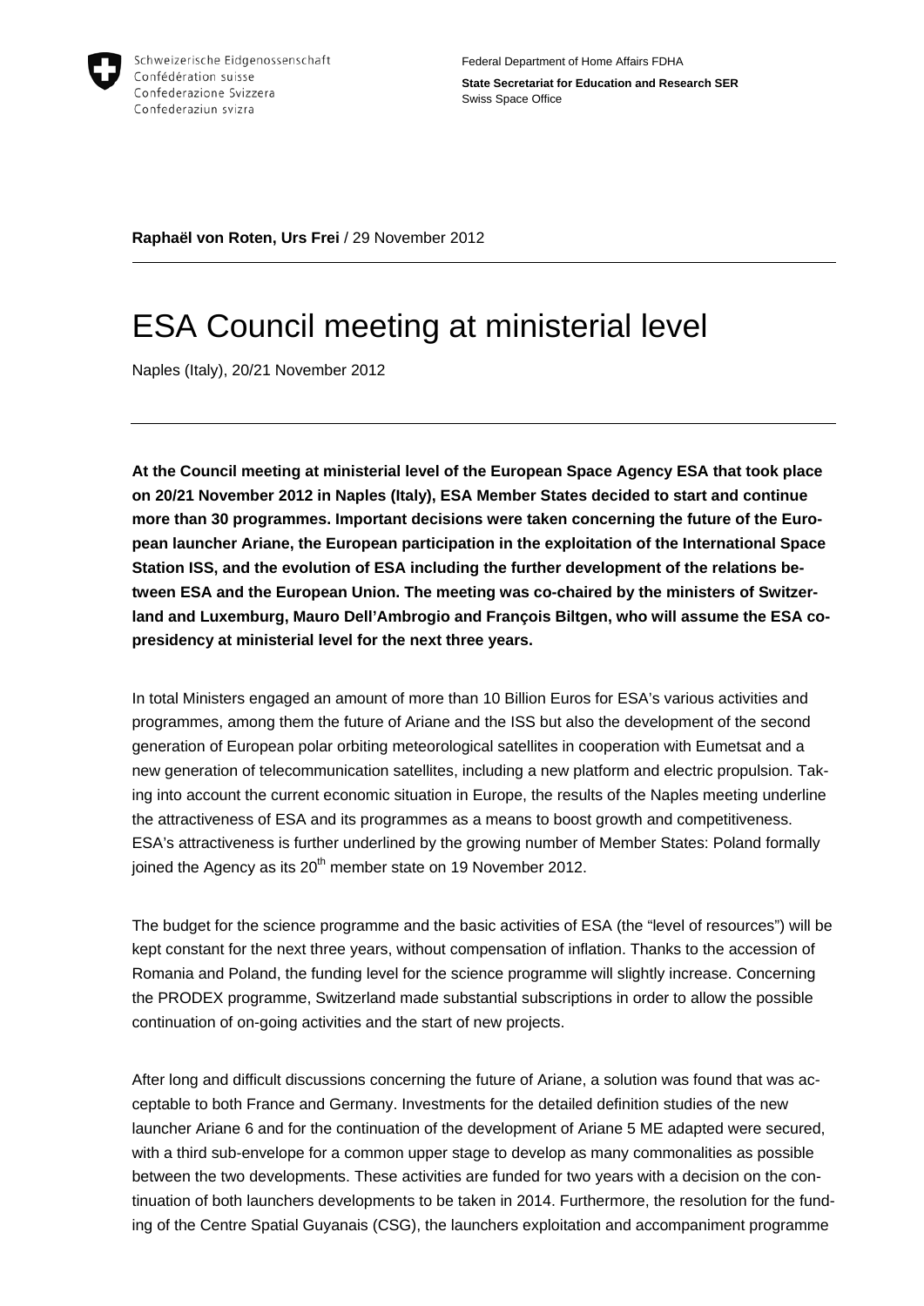Schweizerische Eidgenossenschaft
Confédération suisse
Confederazione Svizzera
Confederaziun svizra

Federal Department of Home Affairs FDHA

**State Secretariat for Education and Research SER**
Swiss Space Office

**Raphaël von Roten, Urs Frei** / 29 November 2012

# ESA Council meeting at ministerial level

Naples (Italy), 20/21 November 2012

**At the Council meeting at ministerial level of the European Space Agency ESA that took place on 20/21 November 2012 in Naples (Italy), ESA Member States decided to start and continue more than 30 programmes. Important decisions were taken concerning the future of the European launcher Ariane, the European participation in the exploitation of the International Space Station ISS, and the evolution of ESA including the further development of the relations between ESA and the European Union. The meeting was co-chaired by the ministers of Switzerland and Luxemburg, Mauro Dell'Ambrogio and François Biltgen, who will assume the ESA co-presidency at ministerial level for the next three years.**

In total Ministers engaged an amount of more than 10 Billion Euros for ESA's various activities and programmes, among them the future of Ariane and the ISS but also the development of the second generation of European polar orbiting meteorological satellites in cooperation with Eumetsat and a new generation of telecommunication satellites, including a new platform and electric propulsion. Taking into account the current economic situation in Europe, the results of the Naples meeting underline the attractiveness of ESA and its programmes as a means to boost growth and competitiveness. ESA's attractiveness is further underlined by the growing number of Member States: Poland formally joined the Agency as its 20th member state on 19 November 2012.

The budget for the science programme and the basic activities of ESA (the "level of resources") will be kept constant for the next three years, without compensation of inflation. Thanks to the accession of Romania and Poland, the funding level for the science programme will slightly increase. Concerning the PRODEX programme, Switzerland made substantial subscriptions in order to allow the possible continuation of on-going activities and the start of new projects.

After long and difficult discussions concerning the future of Ariane, a solution was found that was acceptable to both France and Germany. Investments for the detailed definition studies of the new launcher Ariane 6 and for the continuation of the development of Ariane 5 ME adapted were secured, with a third sub-envelope for a common upper stage to develop as many commonalities as possible between the two developments. These activities are funded for two years with a decision on the continuation of both launchers developments to be taken in 2014. Furthermore, the resolution for the funding of the Centre Spatial Guyanais (CSG), the launchers exploitation and accompaniment programme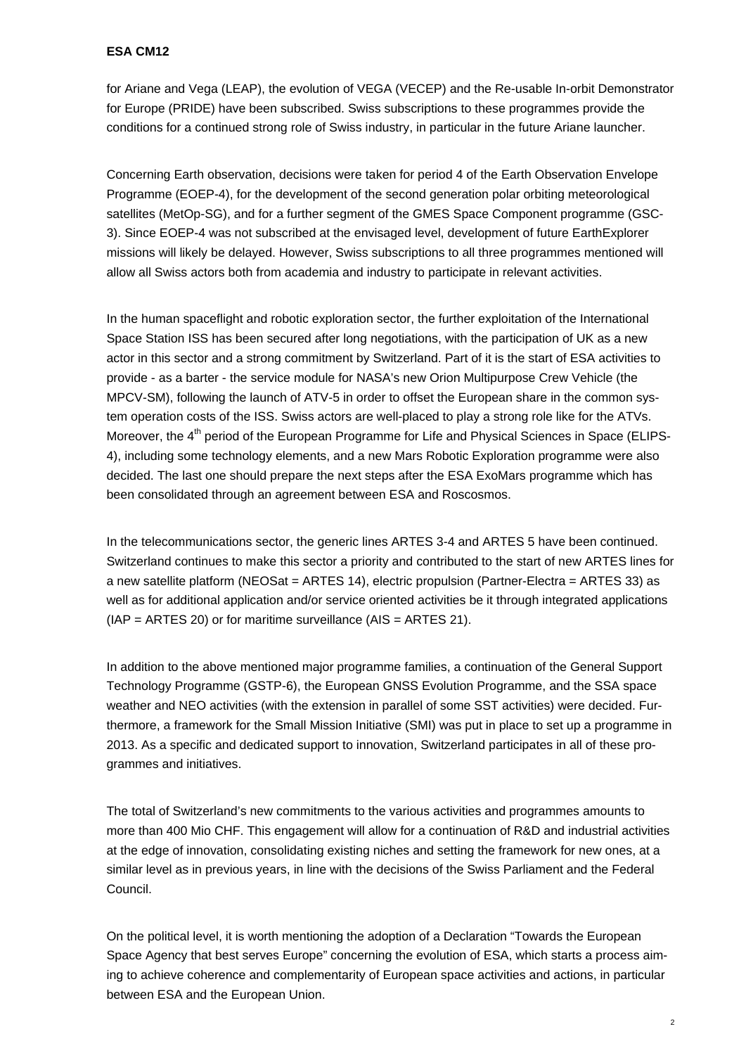for Ariane and Vega (LEAP), the evolution of VEGA (VECEP) and the Re-usable In-orbit Demonstrator for Europe (PRIDE) have been subscribed. Swiss subscriptions to these programmes provide the conditions for a continued strong role of Swiss industry, in particular in the future Ariane launcher.

Concerning Earth observation, decisions were taken for period 4 of the Earth Observation Envelope Programme (EOEP-4), for the development of the second generation polar orbiting meteorological satellites (MetOp-SG), and for a further segment of the GMES Space Component programme (GSC-3). Since EOEP-4 was not subscribed at the envisaged level, development of future EarthExplorer missions will likely be delayed. However, Swiss subscriptions to all three programmes mentioned will allow all Swiss actors both from academia and industry to participate in relevant activities.

In the human spaceflight and robotic exploration sector, the further exploitation of the International Space Station ISS has been secured after long negotiations, with the participation of UK as a new actor in this sector and a strong commitment by Switzerland. Part of it is the start of ESA activities to provide - as a barter - the service module for NASA's new Orion Multipurpose Crew Vehicle (the MPCV-SM), following the launch of ATV-5 in order to offset the European share in the common system operation costs of the ISS. Swiss actors are well-placed to play a strong role like for the ATVs. Moreover, the 4th period of the European Programme for Life and Physical Sciences in Space (ELIPS-4), including some technology elements, and a new Mars Robotic Exploration programme were also decided. The last one should prepare the next steps after the ESA ExoMars programme which has been consolidated through an agreement between ESA and Roscosmos.

In the telecommunications sector, the generic lines ARTES 3-4 and ARTES 5 have been continued. Switzerland continues to make this sector a priority and contributed to the start of new ARTES lines for a new satellite platform (NEOSat = ARTES 14), electric propulsion (Partner-Electra = ARTES 33) as well as for additional application and/or service oriented activities be it through integrated applications (IAP = ARTES 20) or for maritime surveillance (AIS = ARTES 21).

In addition to the above mentioned major programme families, a continuation of the General Support Technology Programme (GSTP-6), the European GNSS Evolution Programme, and the SSA space weather and NEO activities (with the extension in parallel of some SST activities) were decided. Furthermore, a framework for the Small Mission Initiative (SMI) was put in place to set up a programme in 2013. As a specific and dedicated support to innovation, Switzerland participates in all of these programmes and initiatives.

The total of Switzerland's new commitments to the various activities and programmes amounts to more than 400 Mio CHF. This engagement will allow for a continuation of R&D and industrial activities at the edge of innovation, consolidating existing niches and setting the framework for new ones, at a similar level as in previous years, in line with the decisions of the Swiss Parliament and the Federal Council.

On the political level, it is worth mentioning the adoption of a Declaration "Towards the European Space Agency that best serves Europe" concerning the evolution of ESA, which starts a process aiming to achieve coherence and complementarity of European space activities and actions, in particular between ESA and the European Union.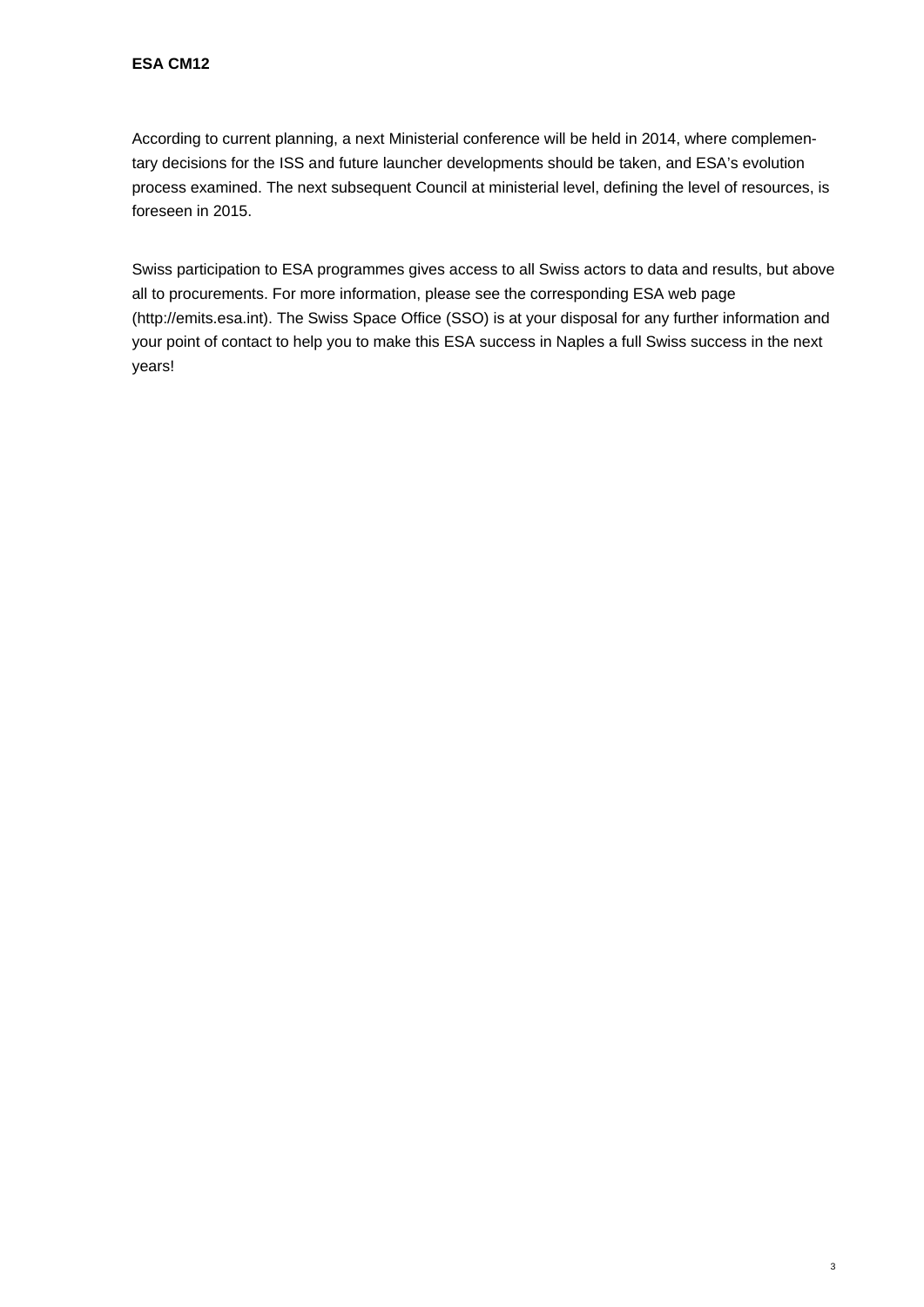According to current planning, a next Ministerial conference will be held in 2014, where complementary decisions for the ISS and future launcher developments should be taken, and ESA's evolution process examined. The next subsequent Council at ministerial level, defining the level of resources, is foreseen in 2015.

Swiss participation to ESA programmes gives access to all Swiss actors to data and results, but above all to procurements. For more information, please see the corresponding ESA web page (http://emits.esa.int). The Swiss Space Office (SSO) is at your disposal for any further information and your point of contact to help you to make this ESA success in Naples a full Swiss success in the next years!